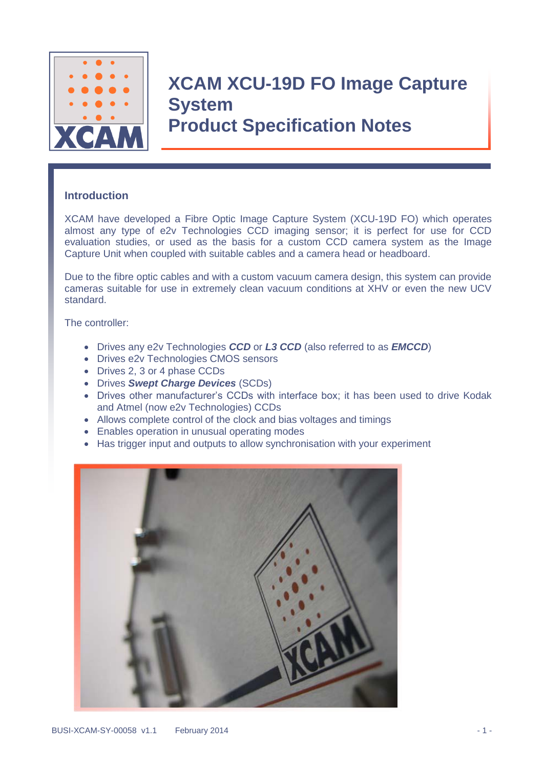# XCAM XCU-19D FO Image Capture System
# Product Specification Notes

## Introduction

XCAM have developed a Fibre Optic Image Capture System (XCU-19D FO) which operates almost any type of e2v Technologies CCD imaging sensor; it is perfect for use for CCD evaluation studies, or used as the basis for a custom CCD camera system as the Image Capture Unit when coupled with suitable cables and a camera head or headboard.

Due to the fibre optic cables and with a custom vacuum camera design, this system can provide cameras suitable for use in extremely clean vacuum conditions at XHV or even the new UCV standard.

The controller:

- Drives any e2v Technologies ***CCD*** or ***L3 CCD*** (also referred to as ***EMCCD***)
- Drives e2v Technologies CMOS sensors
- Drives 2, 3 or 4 phase CCDs
- Drives ***Swept Charge Devices*** (SCDs)
- Drives other manufacturer's CCDs with interface box; it has been used to drive Kodak and Atmel (now e2v Technologies) CCDs
- Allows complete control of the clock and bias voltages and timings
- Enables operation in unusual operating modes
- Has trigger input and outputs to allow synchronisation with your experiment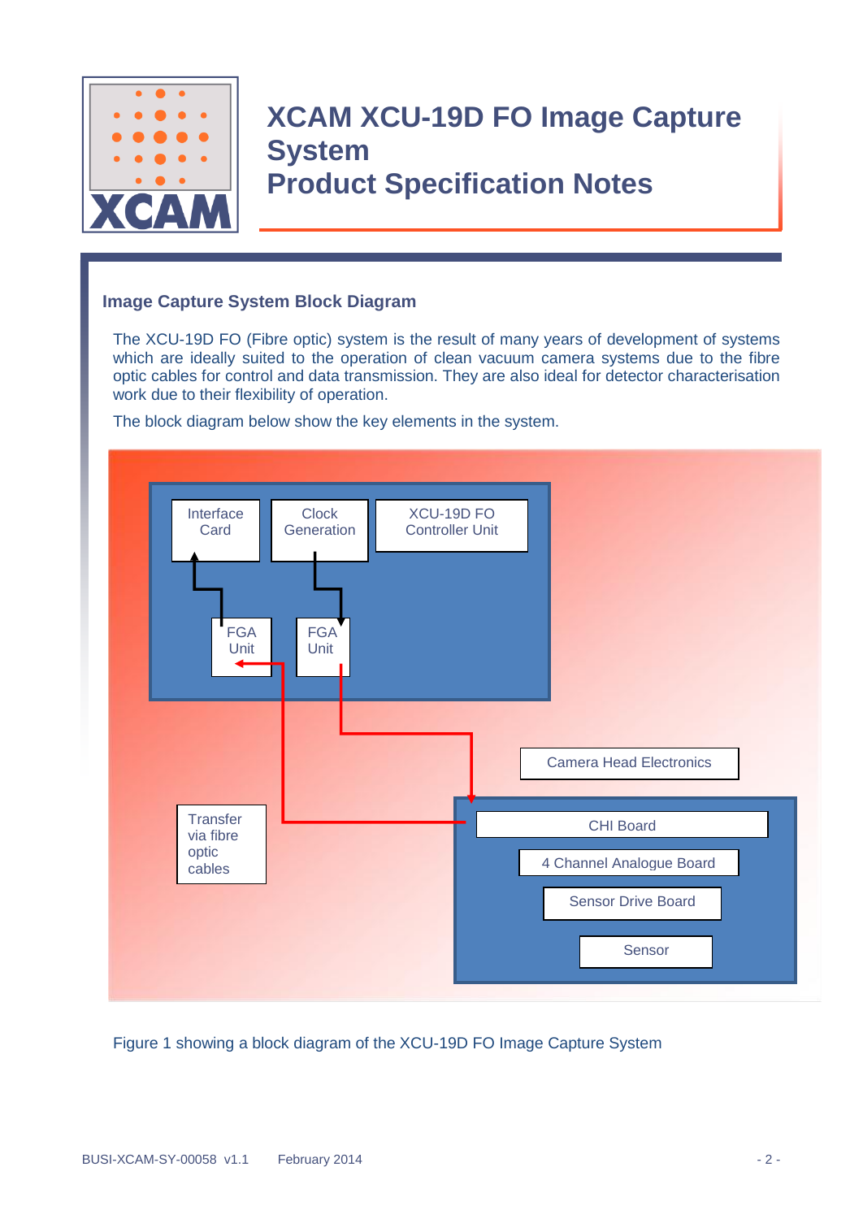## Image Capture System Block Diagram

The XCU-19D FO (Fibre optic) system is the result of many years of development of systems which are ideally suited to the operation of clean vacuum camera systems due to the fibre optic cables for control and data transmission. They are also ideal for detector characterisation work due to their flexibility of operation.

The block diagram below show the key elements in the system.

Figure 1 showing a block diagram of the XCU-19D FO Image Capture System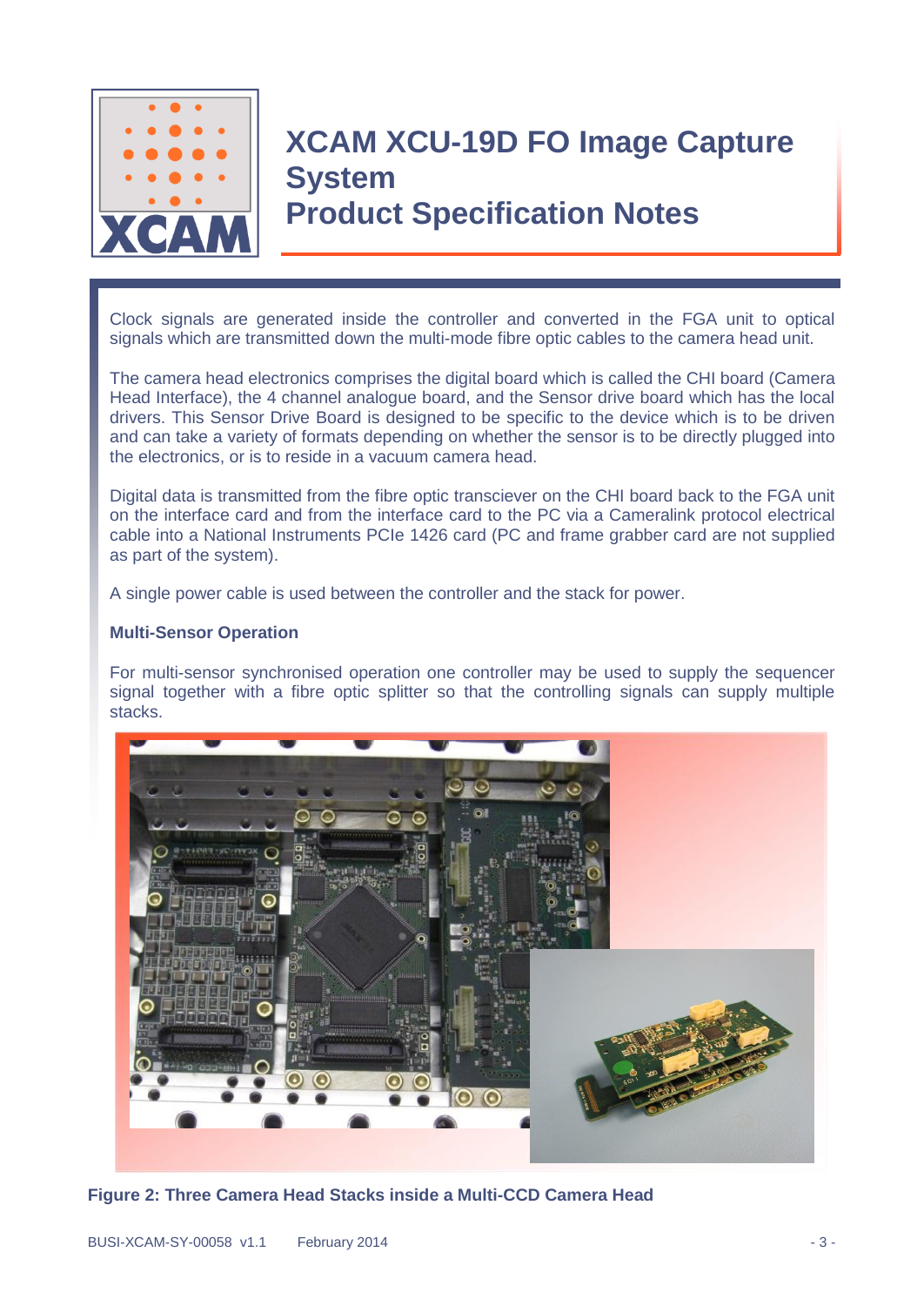Clock signals are generated inside the controller and converted in the FGA unit to optical signals which are transmitted down the multi-mode fibre optic cables to the camera head unit.

The camera head electronics comprises the digital board which is called the CHI board (Camera Head Interface), the 4 channel analogue board, and the Sensor drive board which has the local drivers. This Sensor Drive Board is designed to be specific to the device which is to be driven and can take a variety of formats depending on whether the sensor is to be directly plugged into the electronics, or is to reside in a vacuum camera head.

Digital data is transmitted from the fibre optic transciever on the CHI board back to the FGA unit on the interface card and from the interface card to the PC via a Cameralink protocol electrical cable into a National Instruments PCIe 1426 card (PC and frame grabber card are not supplied as part of the system).

A single power cable is used between the controller and the stack for power.

### Multi-Sensor Operation

For multi-sensor synchronised operation one controller may be used to supply the sequencer signal together with a fibre optic splitter so that the controlling signals can supply multiple stacks.

**Figure 2: Three Camera Head Stacks inside a Multi-CCD Camera Head**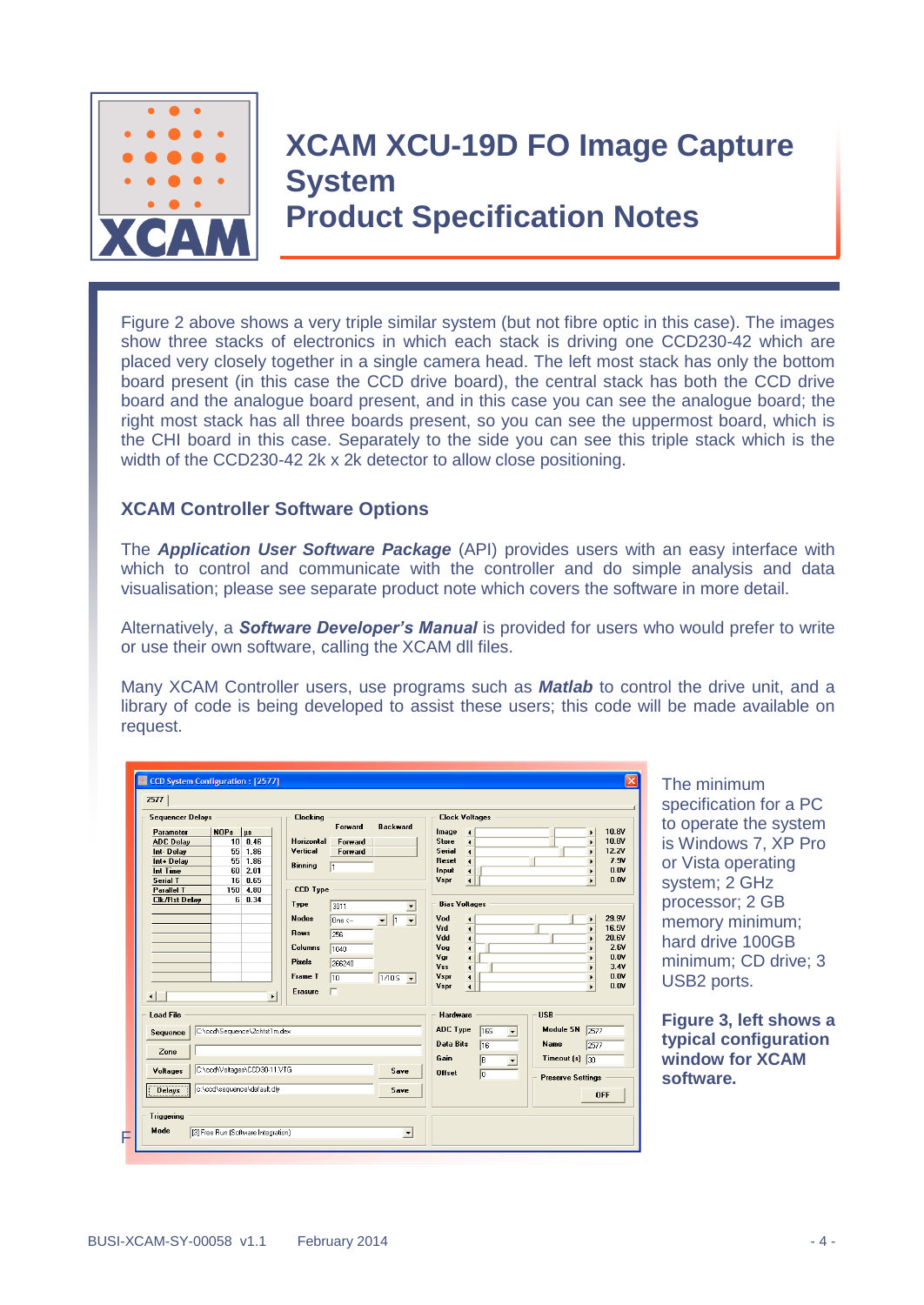Figure 2 above shows a very triple similar system (but not fibre optic in this case). The images show three stacks of electronics in which each stack is driving one CCD230-42 which are placed very closely together in a single camera head. The left most stack has only the bottom board present (in this case the CCD drive board), the central stack has both the CCD drive board and the analogue board present, and in this case you can see the analogue board; the right most stack has all three boards present, so you can see the uppermost board, which is the CHI board in this case. Separately to the side you can see this triple stack which is the width of the CCD230-42 2k x 2k detector to allow close positioning.

### XCAM Controller Software Options

The ***Application User Software Package*** (API) provides users with an easy interface with which to control and communicate with the controller and do simple analysis and data visualisation; please see separate product note which covers the software in more detail.

Alternatively, a ***Software Developer's Manual*** is provided for users who would prefer to write or use their own software, calling the XCAM dll files.

Many XCAM Controller users, use programs such as ***Matlab*** to control the drive unit, and a library of code is being developed to assist these users; this code will be made available on request.

The minimum specification for a PC to operate the system is Windows 7, XP Pro or Vista operating system; 2 GHz processor; 2 GB memory minimum; hard drive 100GB minimum; CD drive; 3 USB2 ports.

**Figure 3, left shows a typical configuration window for XCAM software.**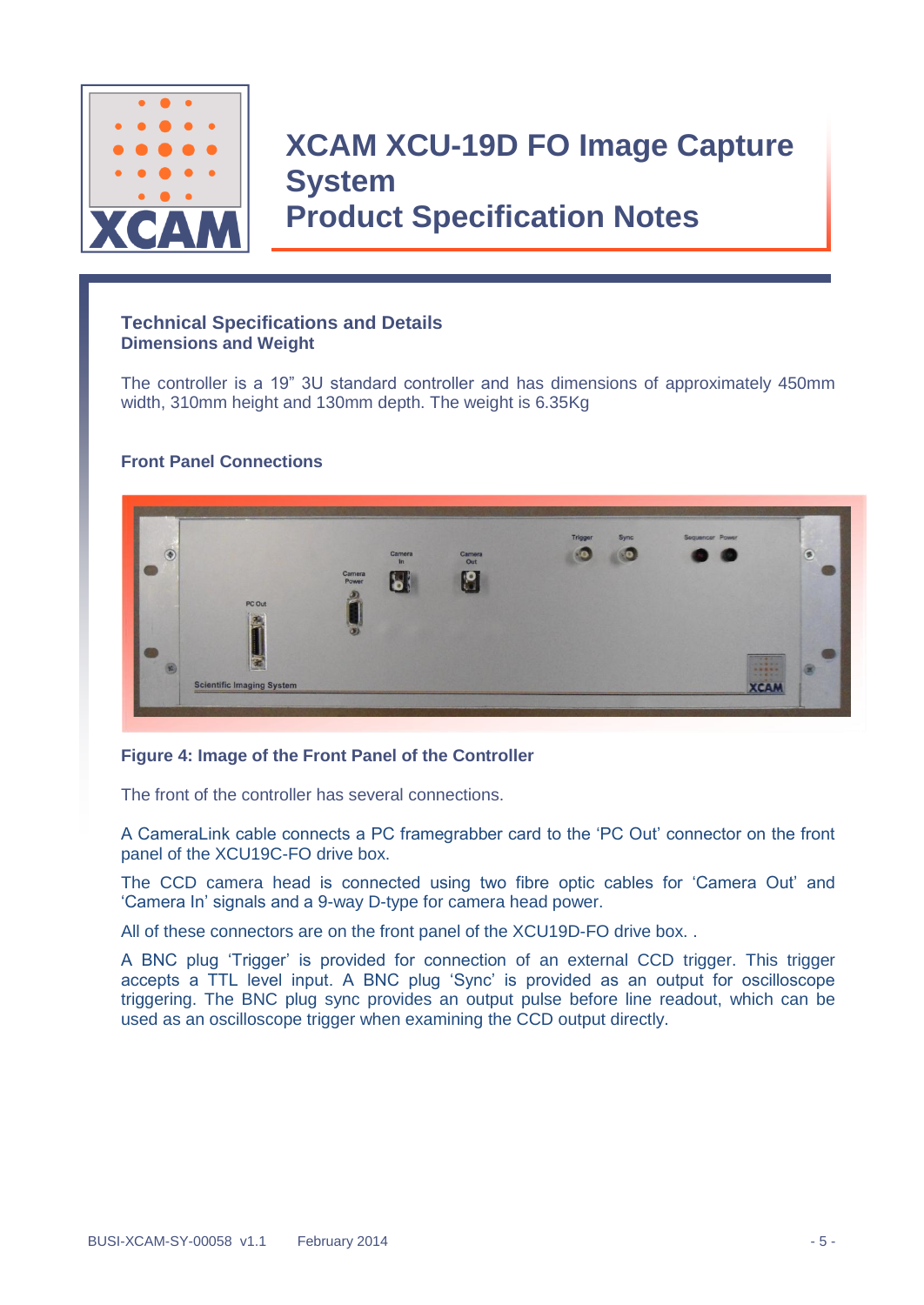# XCAM XCU-19D FO Image Capture System
# Product Specification Notes

## Technical Specifications and Details

### Dimensions and Weight

The controller is a 19" 3U standard controller and has dimensions of approximately 450mm width, 310mm height and 130mm depth. The weight is 6.35Kg

### Front Panel Connections

**Figure 4: Image of the Front Panel of the Controller**

The front of the controller has several connections.

A CameraLink cable connects a PC framegrabber card to the 'PC Out' connector on the front panel of the XCU19C-FO drive box.

The CCD camera head is connected using two fibre optic cables for 'Camera Out' and 'Camera In' signals and a 9-way D-type for camera head power.

All of these connectors are on the front panel of the XCU19D-FO drive box. .

A BNC plug 'Trigger' is provided for connection of an external CCD trigger. This trigger accepts a TTL level input. A BNC plug 'Sync' is provided as an output for oscilloscope triggering. The BNC plug sync provides an output pulse before line readout, which can be used as an oscilloscope trigger when examining the CCD output directly.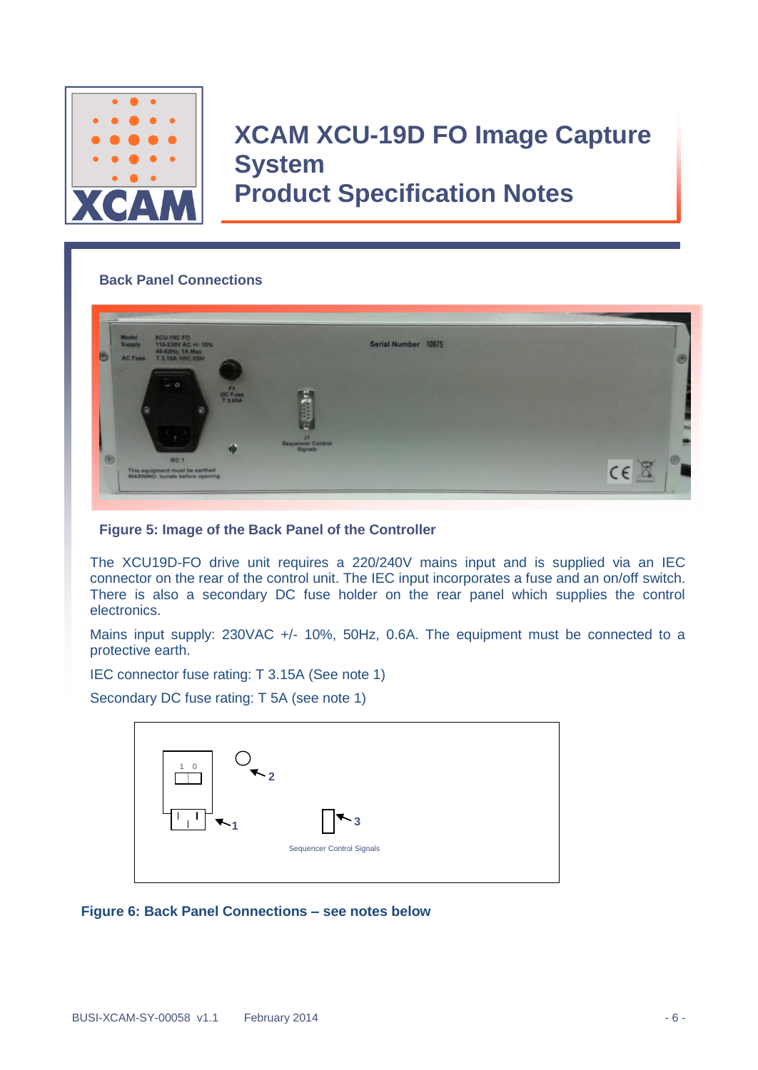# XCAM XCU-19D FO Image Capture System Product Specification Notes

### Back Panel Connections

**Figure 5: Image of the Back Panel of the Controller**

The XCU19D-FO drive unit requires a 220/240V mains input and is supplied via an IEC connector on the rear of the control unit. The IEC input incorporates a fuse and an on/off switch. There is also a secondary DC fuse holder on the rear panel which supplies the control electronics.

Mains input supply: 230VAC +/- 10%, 50Hz, 0.6A. The equipment must be connected to a protective earth.

IEC connector fuse rating: T 3.15A (See note 1)

Secondary DC fuse rating: T 5A (see note 1)

**Figure 6: Back Panel Connections – see notes below**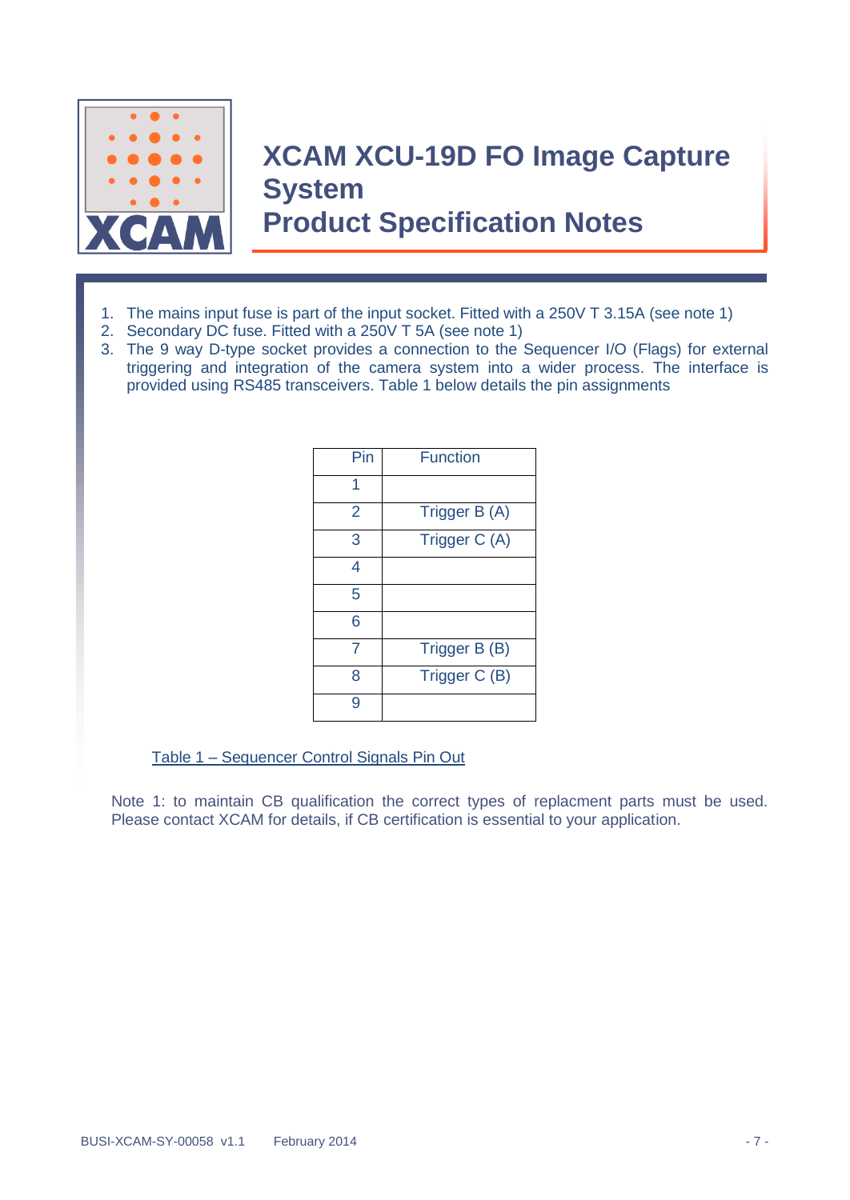# XCAM XCU-19D FO Image Capture System
# Product Specification Notes

1. The mains input fuse is part of the input socket. Fitted with a 250V T 3.15A (see note 1)
2. Secondary DC fuse. Fitted with a 250V T 5A (see note 1)
3. The 9 way D-type socket provides a connection to the Sequencer I/O (Flags) for external triggering and integration of the camera system into a wider process. The interface is provided using RS485 transceivers. Table 1 below details the pin assignments

| Pin | Function |
|---|---|
| 1 | |
| 2 | Trigger B (A) |
| 3 | Trigger C (A) |
| 4 | |
| 5 | |
| 6 | |
| 7 | Trigger B (B) |
| 8 | Trigger C (B) |
| 9 | |

Table 1 – Sequencer Control Signals Pin Out

Note 1: to maintain CB qualification the correct types of replacment parts must be used. Please contact XCAM for details, if CB certification is essential to your application.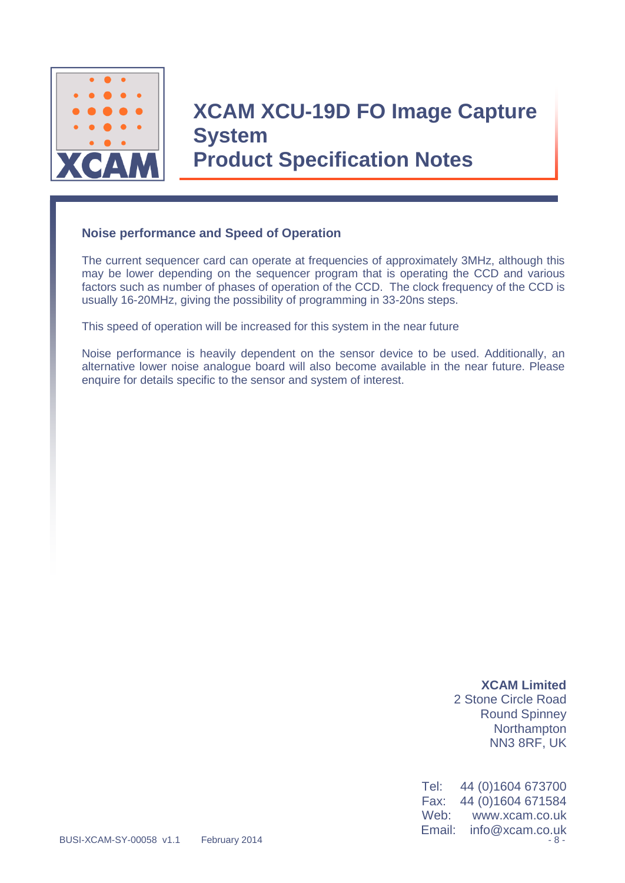# XCAM XCU-19D FO Image Capture System
# Product Specification Notes

### Noise performance and Speed of Operation

The current sequencer card can operate at frequencies of approximately 3MHz, although this may be lower depending on the sequencer program that is operating the CCD and various factors such as number of phases of operation of the CCD. The clock frequency of the CCD is usually 16-20MHz, giving the possibility of programming in 33-20ns steps.

This speed of operation will be increased for this system in the near future

Noise performance is heavily dependent on the sensor device to be used. Additionally, an alternative lower noise analogue board will also become available in the near future. Please enquire for details specific to the sensor and system of interest.

**XCAM Limited**
2 Stone Circle Road
Round Spinney
Northampton
NN3 8RF, UK

Tel: 44 (0)1604 673700
Fax: 44 (0)1604 671584
Web: www.xcam.co.uk
Email: info@xcam.co.uk

BUSI-XCAM-SY-00058 v1.1 February 2014